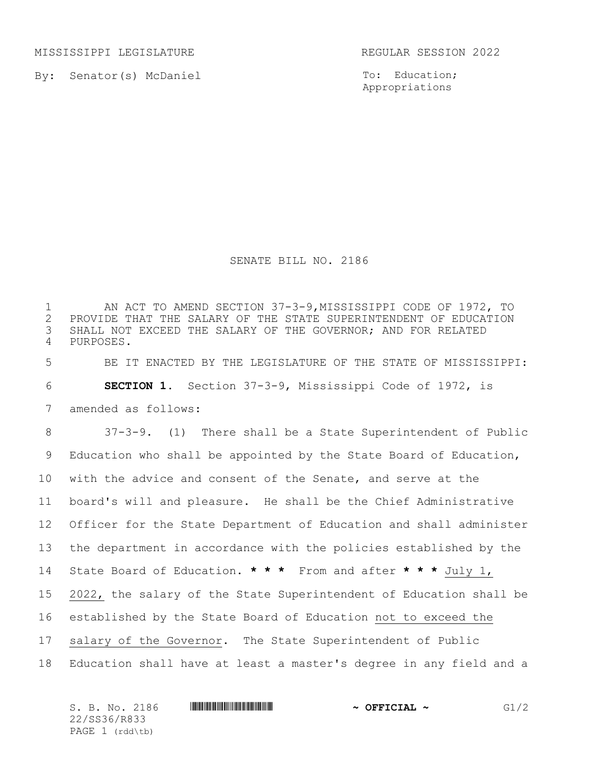MISSISSIPPI LEGISLATURE REGULAR SESSION 2022

By: Senator(s) McDaniel

To: Education; Appropriations

# SENATE BILL NO. 2186

AN ACT TO AMEND SECTION 37-3-9,MISSISSIPPI CODE OF 1972, TO PROVIDE THAT THE SALARY OF THE STATE SUPERINTENDENT OF EDUCATION SHALL NOT EXCEED THE SALARY OF THE GOVERNOR; AND FOR RELATED PURPOSES.

BE IT ENACTED BY THE LEGISLATURE OF THE STATE OF MISSISSIPPI:

**SECTION 1.** Section 37-3-9, Mississippi Code of 1972, is amended as follows:

37-3-9. (1) There shall be a State Superintendent of Public Education who shall be appointed by the State Board of Education, with the advice and consent of the Senate, and serve at the board's will and pleasure. He shall be the Chief Administrative Officer for the State Department of Education and shall administer the department in accordance with the policies established by the State Board of Education. *** From and after *** July 1, 2022, the salary of the State Superintendent of Education shall be established by the State Board of Education not to exceed the salary of the Governor. The State Superintendent of Public Education shall have at least a master's degree in any field and a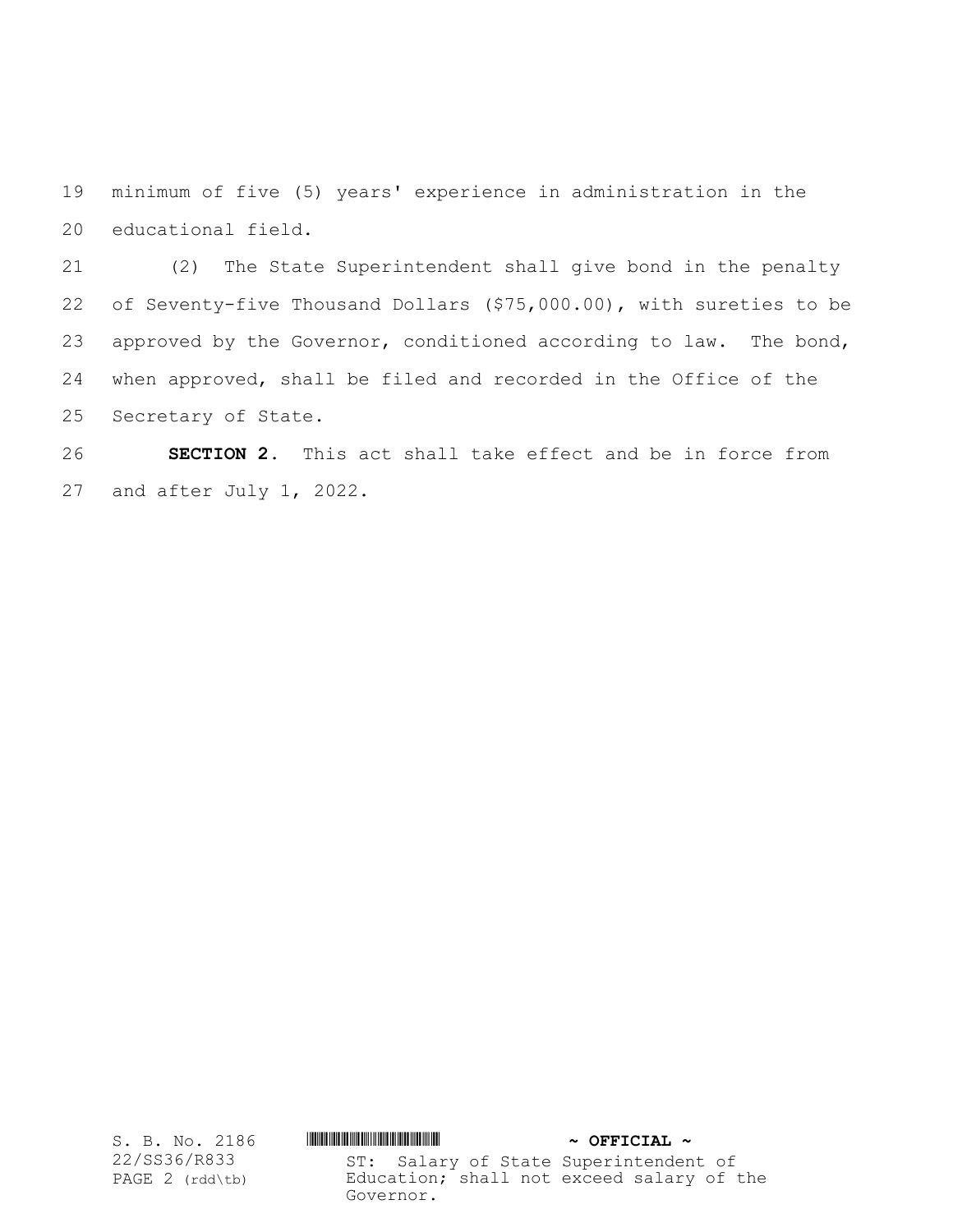minimum of five (5) years' experience in administration in the educational field.

(2) The State Superintendent shall give bond in the penalty of Seventy-five Thousand Dollars ($75,000.00), with sureties to be approved by the Governor, conditioned according to law. The bond, when approved, shall be filed and recorded in the Office of the Secretary of State.

**SECTION 2.** This act shall take effect and be in force from and after July 1, 2022.